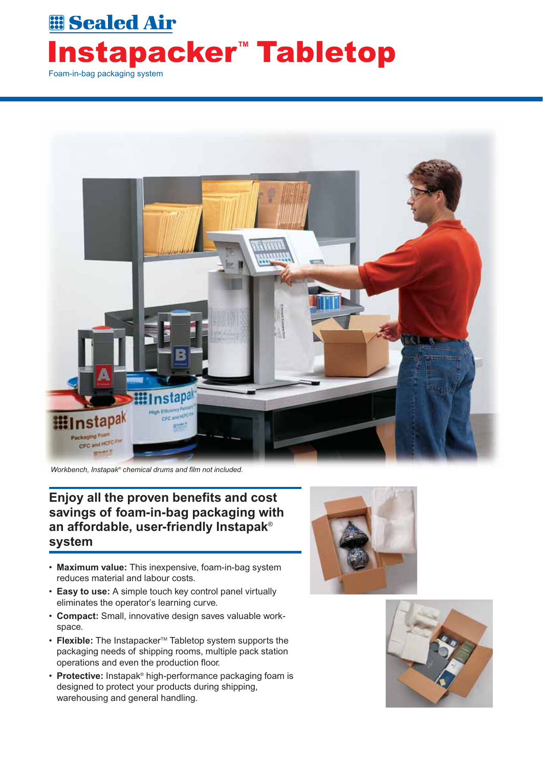Sealed Air

# Instapacker™ Tabletop

Foam-in-bag packaging system

*Workbench, Instapak® chemical drums and film not included.*

## Enjoy all the proven benefits and cost savings of foam-in-bag packaging with an affordable, user-friendly Instapak® system

- **Maximum value:** This inexpensive, foam-in-bag system reduces material and labour costs.
- **Easy to use:** A simple touch key control panel virtually eliminates the operator's learning curve.
- **Compact:** Small, innovative design saves valuable work-space.
- **Flexible:** The Instapacker™ Tabletop system supports the packaging needs of shipping rooms, multiple pack station operations and even the production floor.
- **Protective:** Instapak® high-performance packaging foam is designed to protect your products during shipping, warehousing and general handling.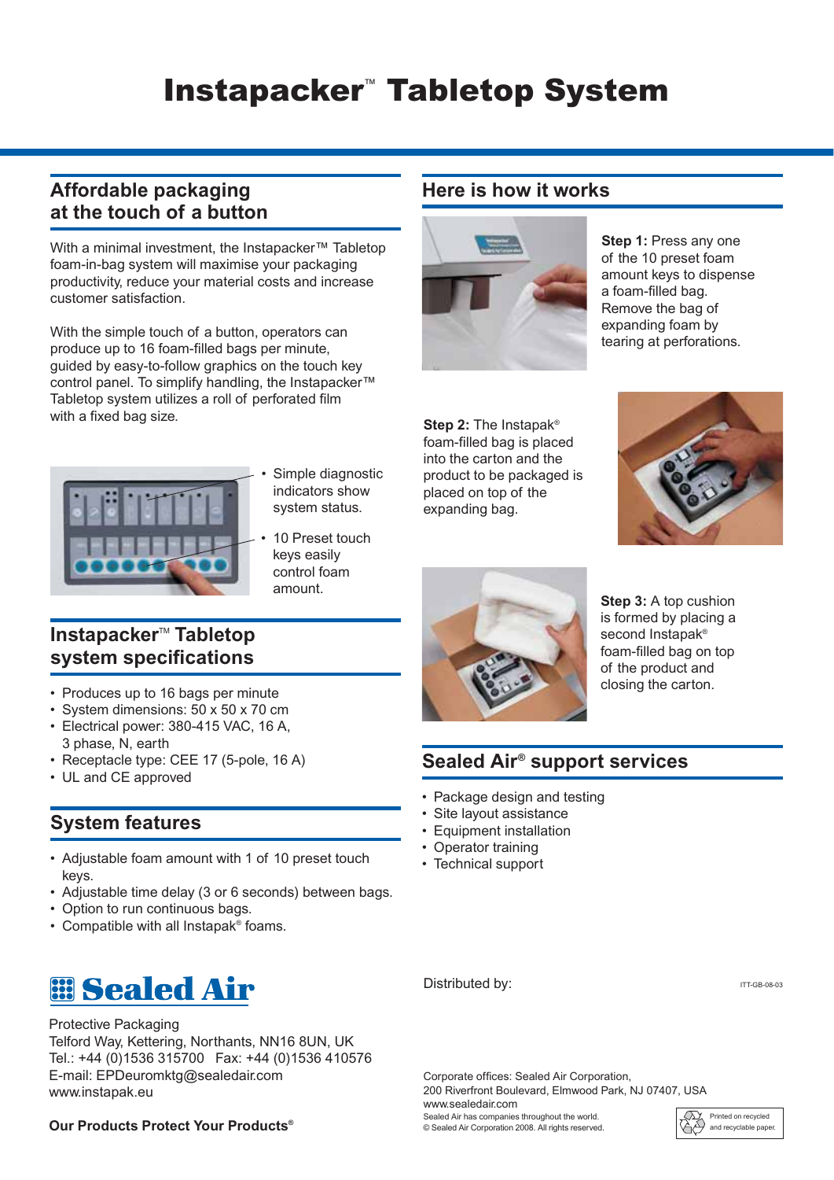# Instapacker™ Tabletop System

## Affordable packaging at the touch of a button

With a minimal investment, the Instapacker™ Tabletop foam-in-bag system will maximise your packaging productivity, reduce your material costs and increase customer satisfaction.

With the simple touch of a button, operators can produce up to 16 foam-filled bags per minute, guided by easy-to-follow graphics on the touch key control panel. To simplify handling, the Instapacker™ Tabletop system utilizes a roll of perforated film with a fixed bag size.

- Simple diagnostic indicators show system status.
- 10 Preset touch keys easily control foam amount.

## Instapacker™ Tabletop system specifications

- Produces up to 16 bags per minute
- System dimensions: 50 x 50 x 70 cm
- Electrical power: 380-415 VAC, 16 A, 3 phase, N, earth
- Receptacle type: CEE 17 (5-pole, 16 A)
- UL and CE approved

## System features

- Adjustable foam amount with 1 of 10 preset touch keys.
- Adjustable time delay (3 or 6 seconds) between bags.
- Option to run continuous bags.
- Compatible with all Instapak® foams.

## Here is how it works

**Step 1:** Press any one of the 10 preset foam amount keys to dispense a foam-filled bag. Remove the bag of expanding foam by tearing at perforations.

**Step 2:** The Instapak® foam-filled bag is placed into the carton and the product to be packaged is placed on top of the expanding bag.

**Step 3:** A top cushion is formed by placing a second Instapak® foam-filled bag on top of the product and closing the carton.

## Sealed Air® support services

- Package design and testing
- Site layout assistance
- Equipment installation
- Operator training
- Technical support

**Sealed Air**

Protective Packaging
Telford Way, Kettering, Northants, NN16 8UN, UK
Tel.: +44 (0)1536 315700 Fax: +44 (0)1536 410576
E-mail: EPDeuromktg@sealedair.com
www.instapak.eu

**Our Products Protect Your Products®**

Distributed by:

ITT-GB-08-03

Corporate offices: Sealed Air Corporation,
200 Riverfront Boulevard, Elmwood Park, NJ 07407, USA
www.sealedair.com
Sealed Air has companies throughout the world.
© Sealed Air Corporation 2008. All rights reserved.

Printed on recycled and recyclable paper.